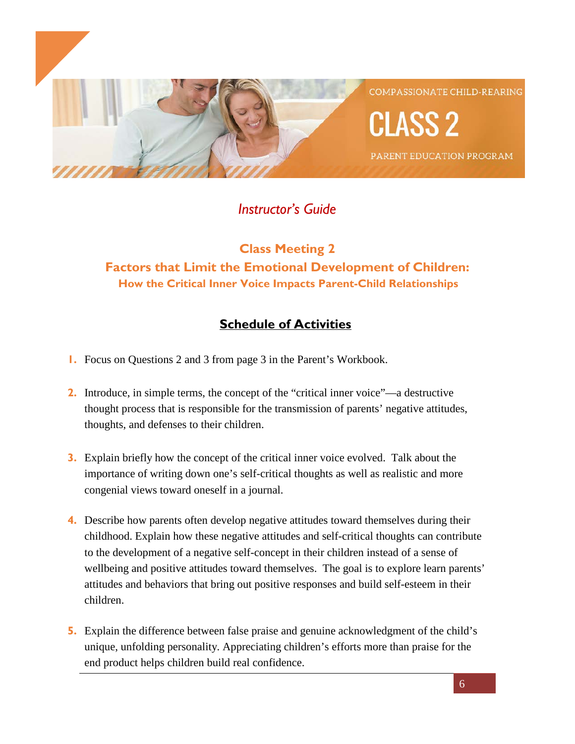COMPASSIONATE CHILD-REARING

# CLASS 2

PARENT EDUCATION PROGRAM

*Instructor's Guide*

## Class Meeting 2

## Factors that Limit the Emotional Development of Children:

### How the Critical Inner Voice Impacts Parent-Child Relationships

## Schedule of Activities

1. Focus on Questions 2 and 3 from page 3 in the Parent's Workbook.

2. Introduce, in simple terms, the concept of the "critical inner voice"—a destructive thought process that is responsible for the transmission of parents' negative attitudes, thoughts, and defenses to their children.

3. Explain briefly how the concept of the critical inner voice evolved. Talk about the importance of writing down one's self-critical thoughts as well as realistic and more congenial views toward oneself in a journal.

4. Describe how parents often develop negative attitudes toward themselves during their childhood. Explain how these negative attitudes and self-critical thoughts can contribute to the development of a negative self-concept in their children instead of a sense of wellbeing and positive attitudes toward themselves. The goal is to explore learn parents' attitudes and behaviors that bring out positive responses and build self-esteem in their children.

5. Explain the difference between false praise and genuine acknowledgment of the child's unique, unfolding personality. Appreciating children's efforts more than praise for the end product helps children build real confidence.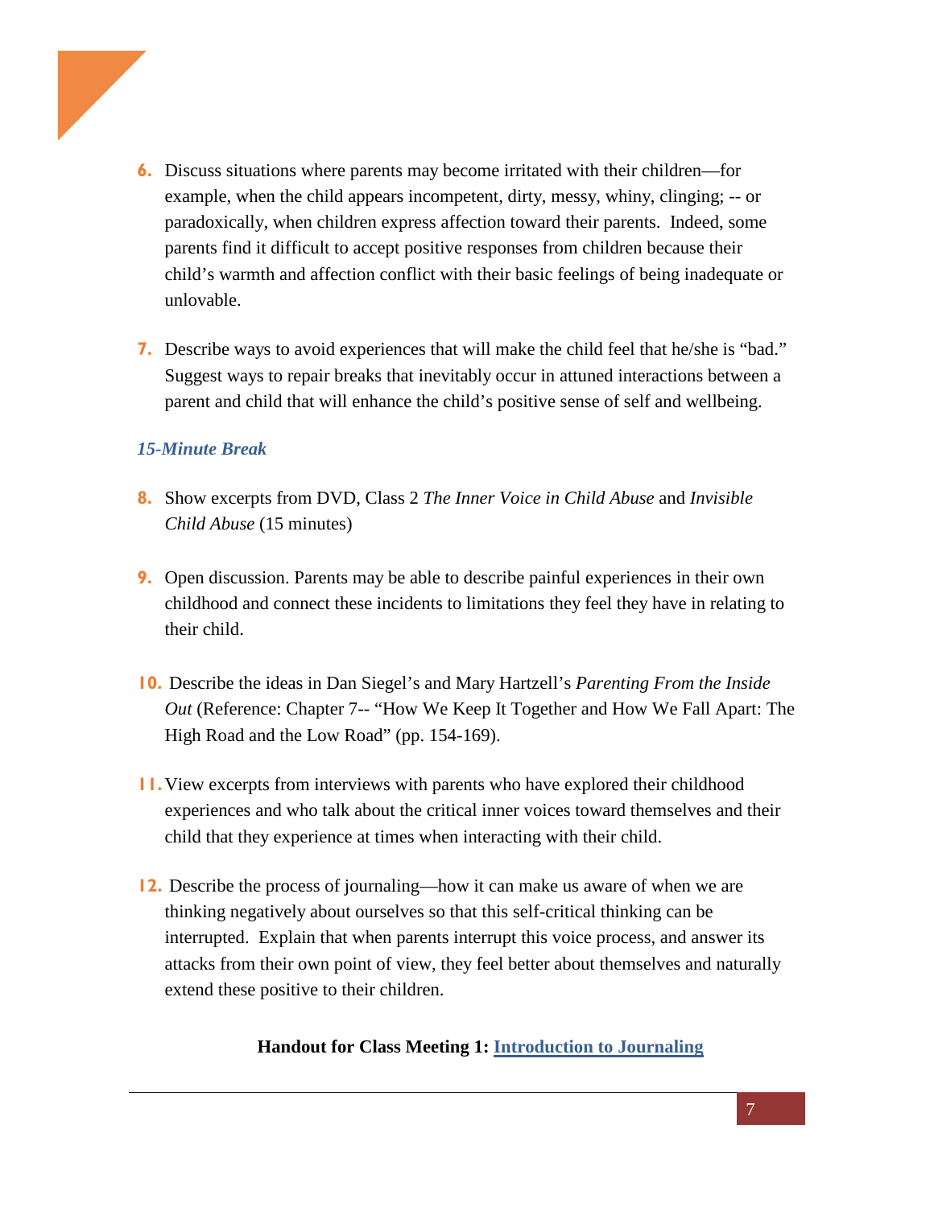6. Discuss situations where parents may become irritated with their children—for example, when the child appears incompetent, dirty, messy, whiny, clinging; -- or paradoxically, when children express affection toward their parents. Indeed, some parents find it difficult to accept positive responses from children because their child's warmth and affection conflict with their basic feelings of being inadequate or unlovable.

7. Describe ways to avoid experiences that will make the child feel that he/she is "bad." Suggest ways to repair breaks that inevitably occur in attuned interactions between a parent and child that will enhance the child's positive sense of self and wellbeing.

*15-Minute Break*

8. Show excerpts from DVD, Class 2 *The Inner Voice in Child Abuse* and *Invisible Child Abuse* (15 minutes)

9. Open discussion. Parents may be able to describe painful experiences in their own childhood and connect these incidents to limitations they feel they have in relating to their child.

10. Describe the ideas in Dan Siegel's and Mary Hartzell's *Parenting From the Inside Out* (Reference: Chapter 7-- "How We Keep It Together and How We Fall Apart: The High Road and the Low Road" (pp. 154-169).

11. View excerpts from interviews with parents who have explored their childhood experiences and who talk about the critical inner voices toward themselves and their child that they experience at times when interacting with their child.

12. Describe the process of journaling—how it can make us aware of when we are thinking negatively about ourselves so that this self-critical thinking can be interrupted. Explain that when parents interrupt this voice process, and answer its attacks from their own point of view, they feel better about themselves and naturally extend these positive to their children.

**Handout for Class Meeting 1: Introduction to Journaling**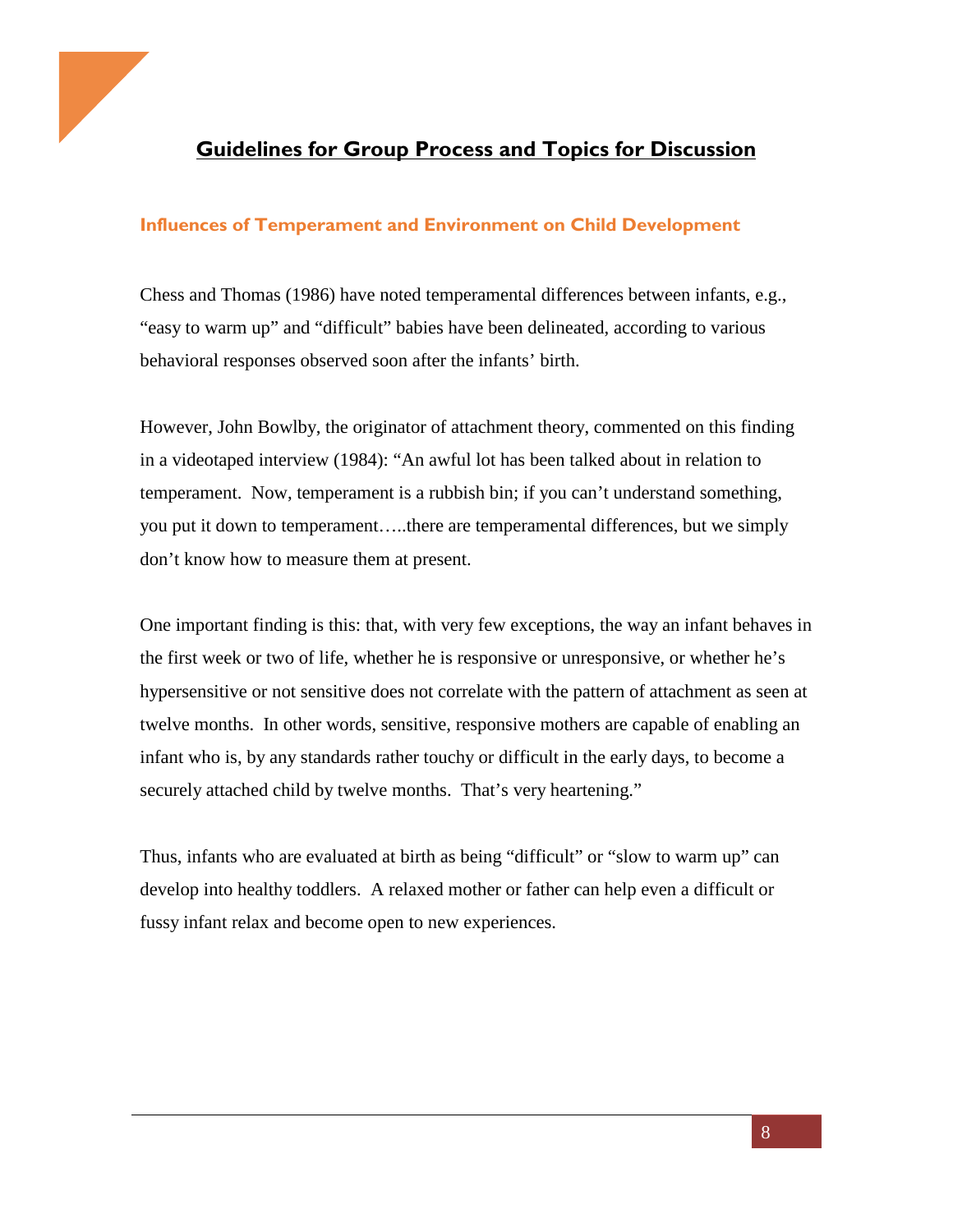# Guidelines for Group Process and Topics for Discussion

## Influences of Temperament and Environment on Child Development

Chess and Thomas (1986) have noted temperamental differences between infants, e.g., "easy to warm up" and "difficult" babies have been delineated, according to various behavioral responses observed soon after the infants' birth.

However, John Bowlby, the originator of attachment theory, commented on this finding in a videotaped interview (1984): "An awful lot has been talked about in relation to temperament. Now, temperament is a rubbish bin; if you can't understand something, you put it down to temperament…..there are temperamental differences, but we simply don't know how to measure them at present.

One important finding is this: that, with very few exceptions, the way an infant behaves in the first week or two of life, whether he is responsive or unresponsive, or whether he's hypersensitive or not sensitive does not correlate with the pattern of attachment as seen at twelve months. In other words, sensitive, responsive mothers are capable of enabling an infant who is, by any standards rather touchy or difficult in the early days, to become a securely attached child by twelve months. That's very heartening."

Thus, infants who are evaluated at birth as being "difficult" or "slow to warm up" can develop into healthy toddlers. A relaxed mother or father can help even a difficult or fussy infant relax and become open to new experiences.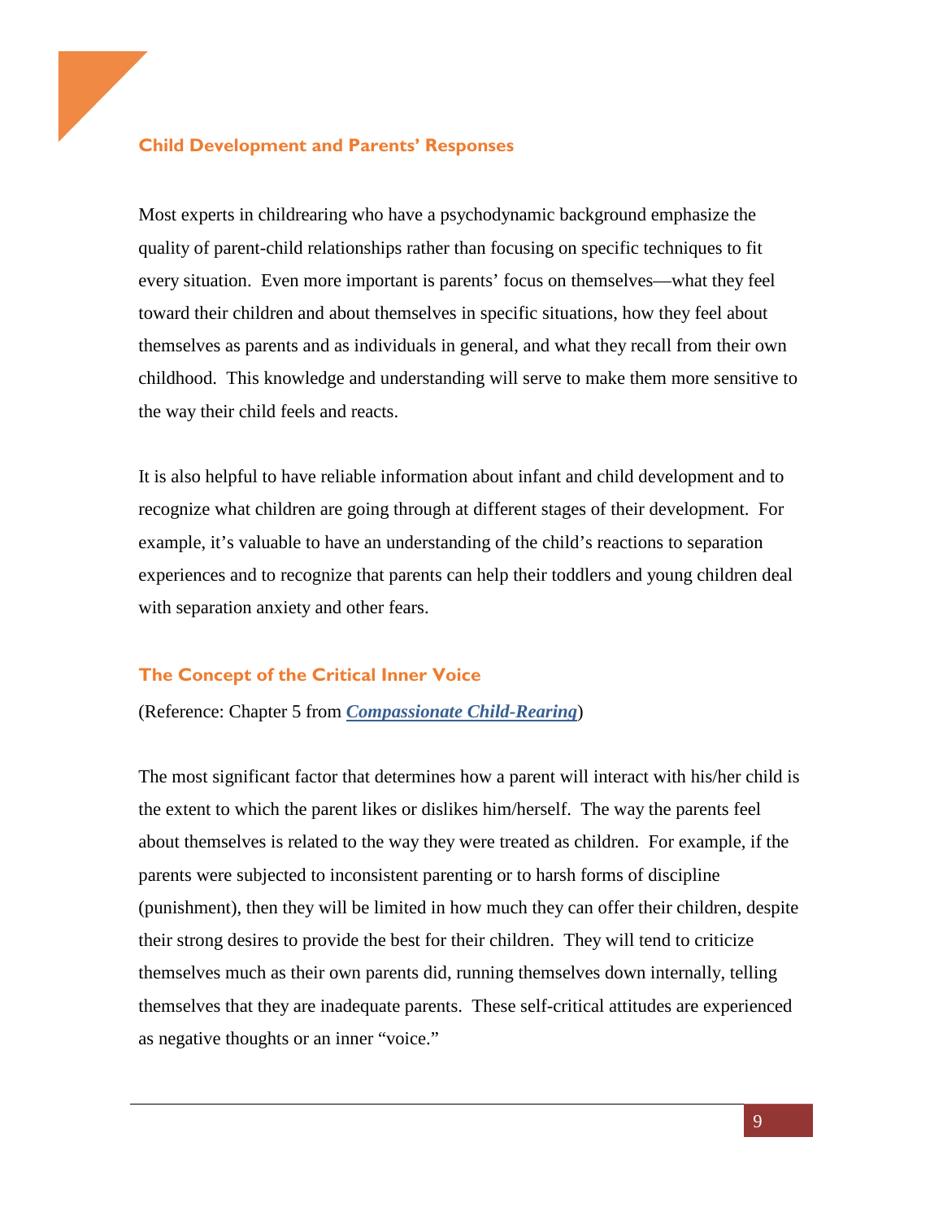## Child Development and Parents' Responses

Most experts in childrearing who have a psychodynamic background emphasize the quality of parent-child relationships rather than focusing on specific techniques to fit every situation. Even more important is parents' focus on themselves—what they feel toward their children and about themselves in specific situations, how they feel about themselves as parents and as individuals in general, and what they recall from their own childhood. This knowledge and understanding will serve to make them more sensitive to the way their child feels and reacts.

It is also helpful to have reliable information about infant and child development and to recognize what children are going through at different stages of their development. For example, it's valuable to have an understanding of the child's reactions to separation experiences and to recognize that parents can help their toddlers and young children deal with separation anxiety and other fears.

## The Concept of the Critical Inner Voice

(Reference: Chapter 5 from ***Compassionate Child-Rearing***)

The most significant factor that determines how a parent will interact with his/her child is the extent to which the parent likes or dislikes him/herself. The way the parents feel about themselves is related to the way they were treated as children. For example, if the parents were subjected to inconsistent parenting or to harsh forms of discipline (punishment), then they will be limited in how much they can offer their children, despite their strong desires to provide the best for their children. They will tend to criticize themselves much as their own parents did, running themselves down internally, telling themselves that they are inadequate parents. These self-critical attitudes are experienced as negative thoughts or an inner "voice."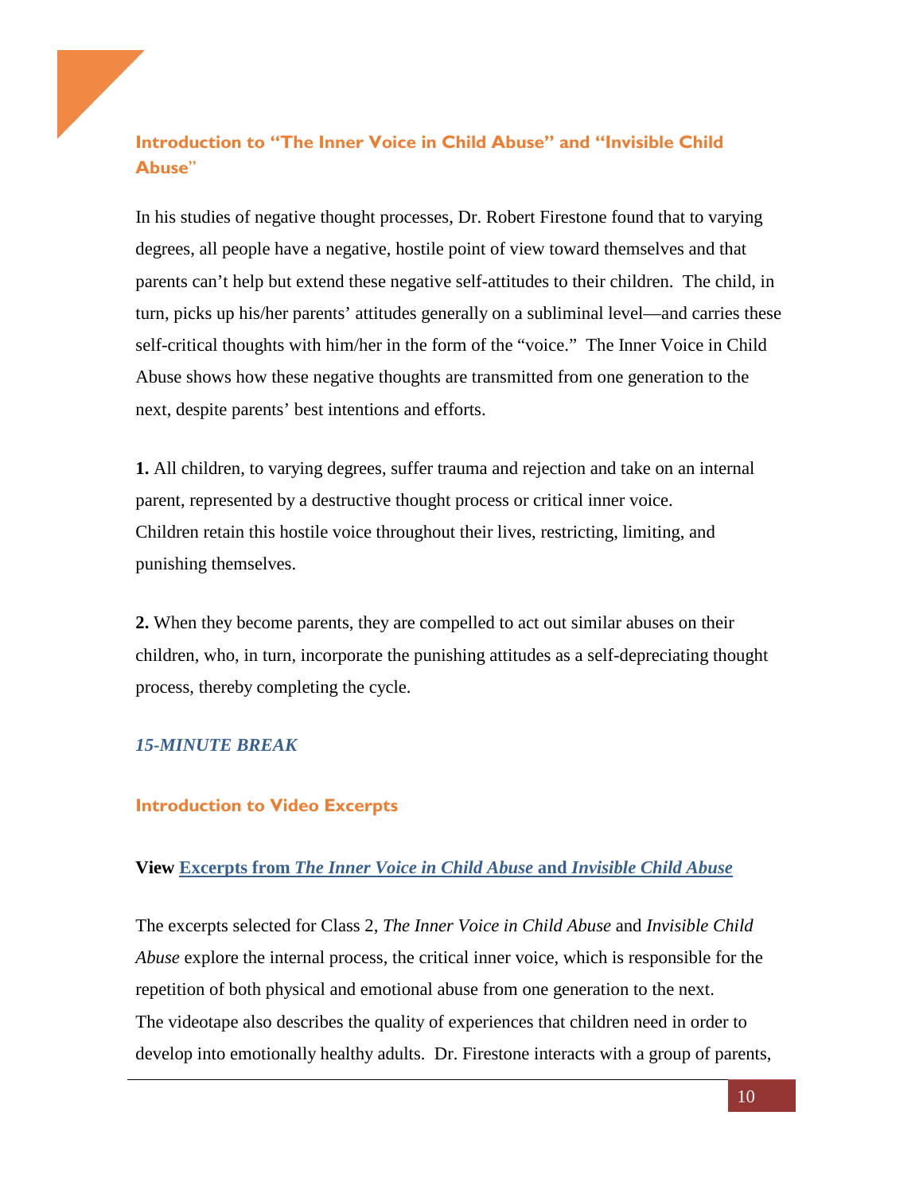## Introduction to "The Inner Voice in Child Abuse" and "Invisible Child Abuse"

In his studies of negative thought processes, Dr. Robert Firestone found that to varying degrees, all people have a negative, hostile point of view toward themselves and that parents can't help but extend these negative self-attitudes to their children. The child, in turn, picks up his/her parents' attitudes generally on a subliminal level—and carries these self-critical thoughts with him/her in the form of the "voice." The Inner Voice in Child Abuse shows how these negative thoughts are transmitted from one generation to the next, despite parents' best intentions and efforts.

**1.** All children, to varying degrees, suffer trauma and rejection and take on an internal parent, represented by a destructive thought process or critical inner voice. Children retain this hostile voice throughout their lives, restricting, limiting, and punishing themselves.

**2.** When they become parents, they are compelled to act out similar abuses on their children, who, in turn, incorporate the punishing attitudes as a self-depreciating thought process, thereby completing the cycle.

***15-MINUTE BREAK***

## Introduction to Video Excerpts

**View Excerpts from *The Inner Voice in Child Abuse* and *Invisible Child Abuse***

The excerpts selected for Class 2, *The Inner Voice in Child Abuse* and *Invisible Child Abuse* explore the internal process, the critical inner voice, which is responsible for the repetition of both physical and emotional abuse from one generation to the next. The videotape also describes the quality of experiences that children need in order to develop into emotionally healthy adults. Dr. Firestone interacts with a group of parents,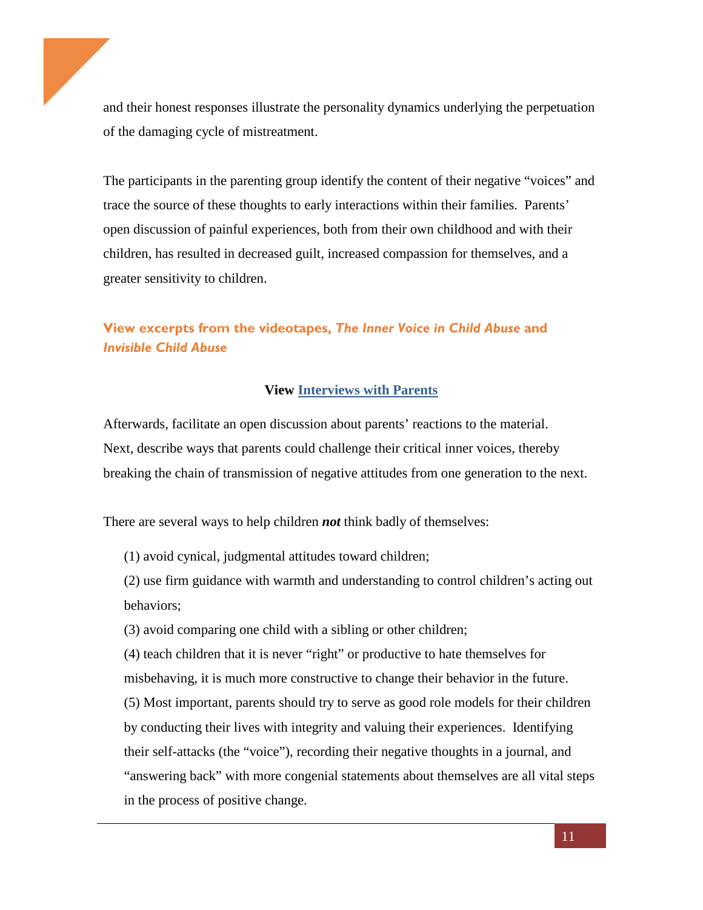and their honest responses illustrate the personality dynamics underlying the perpetuation of the damaging cycle of mistreatment.

The participants in the parenting group identify the content of their negative "voices" and trace the source of these thoughts to early interactions within their families. Parents' open discussion of painful experiences, both from their own childhood and with their children, has resulted in decreased guilt, increased compassion for themselves, and a greater sensitivity to children.

### View excerpts from the videotapes, *The Inner Voice in Child Abuse* and *Invisible Child Abuse*

**View Interviews with Parents**

Afterwards, facilitate an open discussion about parents' reactions to the material. Next, describe ways that parents could challenge their critical inner voices, thereby breaking the chain of transmission of negative attitudes from one generation to the next.

There are several ways to help children ***not*** think badly of themselves:

(1) avoid cynical, judgmental attitudes toward children;

(2) use firm guidance with warmth and understanding to control children's acting out behaviors;

(3) avoid comparing one child with a sibling or other children;

(4) teach children that it is never "right" or productive to hate themselves for misbehaving, it is much more constructive to change their behavior in the future.

(5) Most important, parents should try to serve as good role models for their children by conducting their lives with integrity and valuing their experiences. Identifying their self-attacks (the "voice"), recording their negative thoughts in a journal, and "answering back" with more congenial statements about themselves are all vital steps in the process of positive change.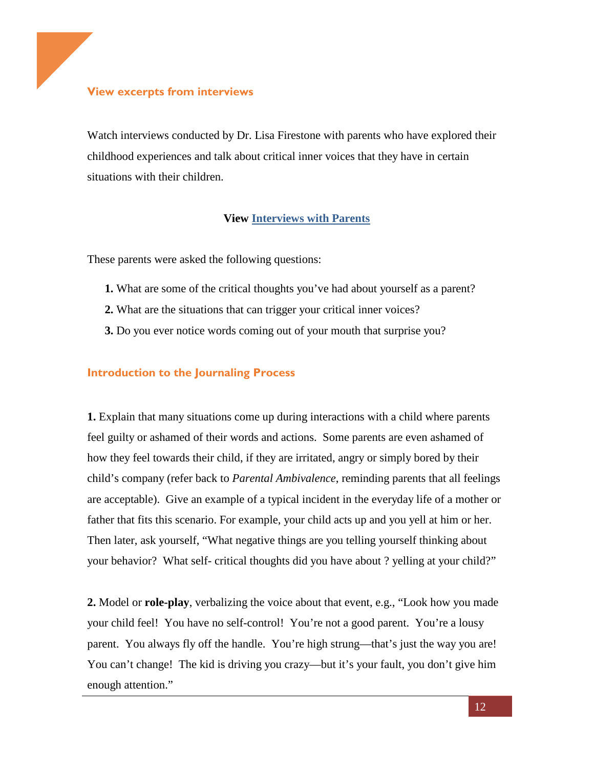## View excerpts from interviews

Watch interviews conducted by Dr. Lisa Firestone with parents who have explored their childhood experiences and talk about critical inner voices that they have in certain situations with their children.

**View** **Interviews with Parents**

These parents were asked the following questions:

1. What are some of the critical thoughts you've had about yourself as a parent?
2. What are the situations that can trigger your critical inner voices?
3. Do you ever notice words coming out of your mouth that surprise you?

## Introduction to the Journaling Process

**1.** Explain that many situations come up during interactions with a child where parents feel guilty or ashamed of their words and actions. Some parents are even ashamed of how they feel towards their child, if they are irritated, angry or simply bored by their child's company (refer back to *Parental Ambivalence*, reminding parents that all feelings are acceptable). Give an example of a typical incident in the everyday life of a mother or father that fits this scenario. For example, your child acts up and you yell at him or her. Then later, ask yourself, "What negative things are you telling yourself thinking about your behavior? What self- critical thoughts did you have about ? yelling at your child?"

**2.** Model or **role-play**, verbalizing the voice about that event, e.g., "Look how you made your child feel! You have no self-control! You're not a good parent. You're a lousy parent. You always fly off the handle. You're high strung—that's just the way you are! You can't change! The kid is driving you crazy—but it's your fault, you don't give him enough attention."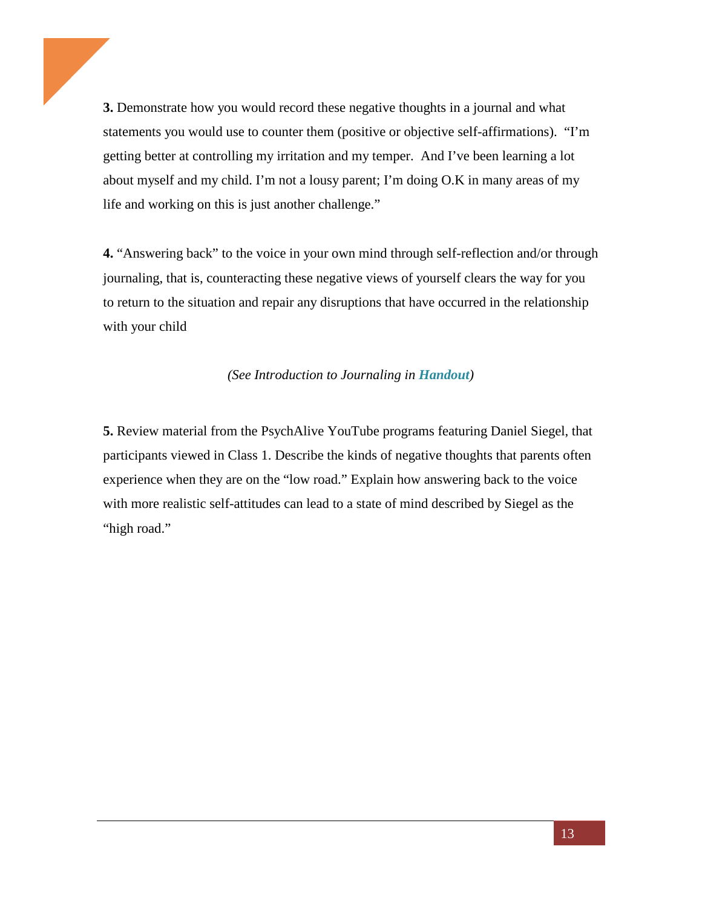**3.** Demonstrate how you would record these negative thoughts in a journal and what statements you would use to counter them (positive or objective self-affirmations). "I'm getting better at controlling my irritation and my temper. And I've been learning a lot about myself and my child. I'm not a lousy parent; I'm doing O.K in many areas of my life and working on this is just another challenge."

**4.** "Answering back" to the voice in your own mind through self-reflection and/or through journaling, that is, counteracting these negative views of yourself clears the way for you to return to the situation and repair any disruptions that have occurred in the relationship with your child

*(See Introduction to Journaling in **Handout**)*

**5.** Review material from the PsychAlive YouTube programs featuring Daniel Siegel, that participants viewed in Class 1. Describe the kinds of negative thoughts that parents often experience when they are on the "low road." Explain how answering back to the voice with more realistic self-attitudes can lead to a state of mind described by Siegel as the "high road."